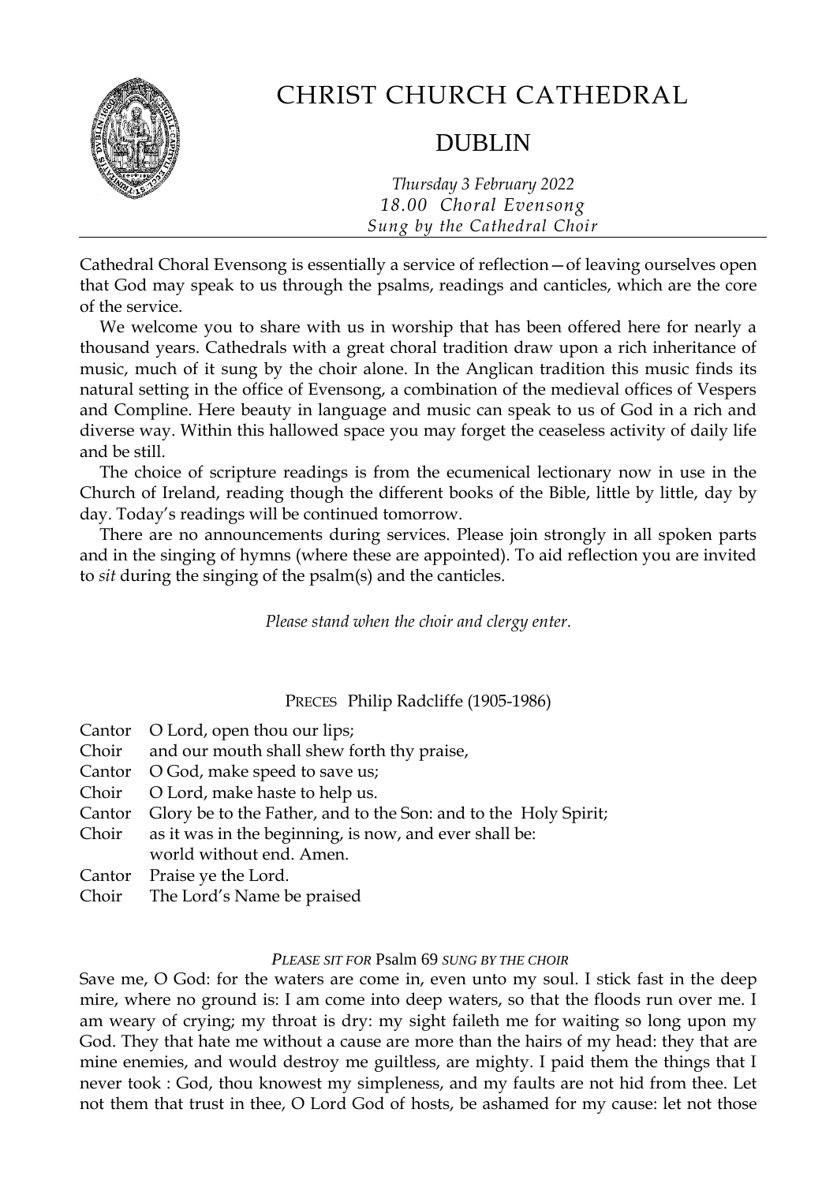# CHRIST CHURCH CATHEDRAL

## DUBLIN

*Thursday 3 February 2022*
*18.00 Choral Evensong*
*Sung by the Cathedral Choir*

---

Cathedral Choral Evensong is essentially a service of reflection—of leaving ourselves open that God may speak to us through the psalms, readings and canticles, which are the core of the service.

We welcome you to share with us in worship that has been offered here for nearly a thousand years. Cathedrals with a great choral tradition draw upon a rich inheritance of music, much of it sung by the choir alone. In the Anglican tradition this music finds its natural setting in the office of Evensong, a combination of the medieval offices of Vespers and Compline. Here beauty in language and music can speak to us of God in a rich and diverse way. Within this hallowed space you may forget the ceaseless activity of daily life and be still.

The choice of scripture readings is from the ecumenical lectionary now in use in the Church of Ireland, reading though the different books of the Bible, little by little, day by day. Today's readings will be continued tomorrow.

There are no announcements during services. Please join strongly in all spoken parts and in the singing of hymns (where these are appointed). To aid reflection you are invited to *sit* during the singing of the psalm(s) and the canticles.

*Please stand when the choir and clergy enter.*

PRECES Philip Radcliffe (1905-1986)

Cantor O Lord, open thou our lips;
Choir and our mouth shall shew forth thy praise,
Cantor O God, make speed to save us;
Choir O Lord, make haste to help us.
Cantor Glory be to the Father, and to the Son: and to the Holy Spirit;
Choir as it was in the beginning, is now, and ever shall be:
world without end. Amen.
Cantor Praise ye the Lord.
Choir The Lord's Name be praised

*PLEASE SIT FOR* Psalm 69 *SUNG BY THE CHOIR*

Save me, O God: for the waters are come in, even unto my soul. I stick fast in the deep mire, where no ground is: I am come into deep waters, so that the floods run over me. I am weary of crying; my throat is dry: my sight faileth me for waiting so long upon my God. They that hate me without a cause are more than the hairs of my head: they that are mine enemies, and would destroy me guiltless, are mighty. I paid them the things that I never took : God, thou knowest my simpleness, and my faults are not hid from thee. Let not them that trust in thee, O Lord God of hosts, be ashamed for my cause: let not those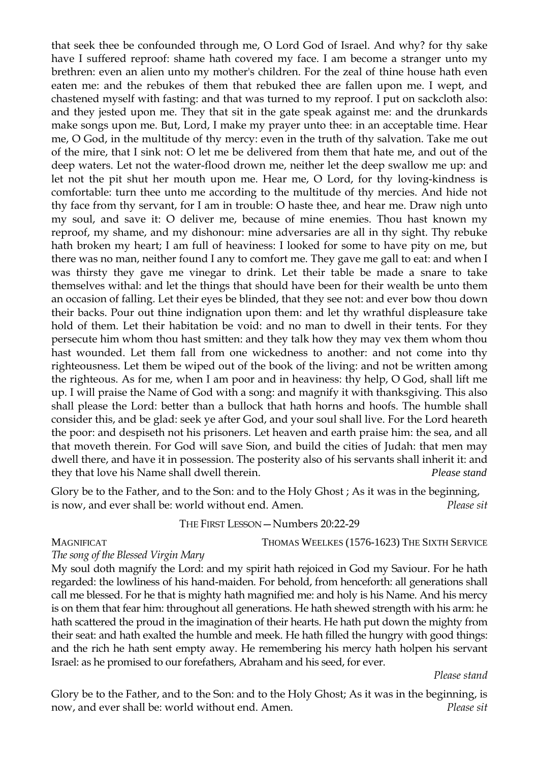that seek thee be confounded through me, O Lord God of Israel. And why? for thy sake have I suffered reproof: shame hath covered my face. I am become a stranger unto my brethren: even an alien unto my mother's children. For the zeal of thine house hath even eaten me: and the rebukes of them that rebuked thee are fallen upon me. I wept, and chastened myself with fasting: and that was turned to my reproof. I put on sackcloth also: and they jested upon me. They that sit in the gate speak against me: and the drunkards make songs upon me. But, Lord, I make my prayer unto thee: in an acceptable time. Hear me, O God, in the multitude of thy mercy: even in the truth of thy salvation. Take me out of the mire, that I sink not: O let me be delivered from them that hate me, and out of the deep waters. Let not the water-flood drown me, neither let the deep swallow me up: and let not the pit shut her mouth upon me. Hear me, O Lord, for thy loving-kindness is comfortable: turn thee unto me according to the multitude of thy mercies. And hide not thy face from thy servant, for I am in trouble: O haste thee, and hear me. Draw nigh unto my soul, and save it: O deliver me, because of mine enemies. Thou hast known my reproof, my shame, and my dishonour: mine adversaries are all in thy sight. Thy rebuke hath broken my heart; I am full of heaviness: I looked for some to have pity on me, but there was no man, neither found I any to comfort me. They gave me gall to eat: and when I was thirsty they gave me vinegar to drink. Let their table be made a snare to take themselves withal: and let the things that should have been for their wealth be unto them an occasion of falling. Let their eyes be blinded, that they see not: and ever bow thou down their backs. Pour out thine indignation upon them: and let thy wrathful displeasure take hold of them. Let their habitation be void: and no man to dwell in their tents. For they persecute him whom thou hast smitten: and they talk how they may vex them whom thou hast wounded. Let them fall from one wickedness to another: and not come into thy righteousness. Let them be wiped out of the book of the living: and not be written among the righteous. As for me, when I am poor and in heaviness: thy help, O God, shall lift me up. I will praise the Name of God with a song: and magnify it with thanksgiving. This also shall please the Lord: better than a bullock that hath horns and hoofs. The humble shall consider this, and be glad: seek ye after God, and your soul shall live. For the Lord heareth the poor: and despiseth not his prisoners. Let heaven and earth praise him: the sea, and all that moveth therein. For God will save Sion, and build the cities of Judah: that men may dwell there, and have it in possession. The posterity also of his servants shall inherit it: and they that love his Name shall dwell therein. *Please stand*

Glory be to the Father, and to the Son: and to the Holy Ghost ; As it was in the beginning, is now, and ever shall be: world without end. Amen. *Please sit*

THE FIRST LESSON—Numbers 20:22-29

MAGNIFICAT THOMAS WEELKES (1576-1623) THE SIXTH SERVICE

*The song of the Blessed Virgin Mary*

My soul doth magnify the Lord: and my spirit hath rejoiced in God my Saviour. For he hath regarded: the lowliness of his hand-maiden. For behold, from henceforth: all generations shall call me blessed. For he that is mighty hath magnified me: and holy is his Name. And his mercy is on them that fear him: throughout all generations. He hath shewed strength with his arm: he hath scattered the proud in the imagination of their hearts. He hath put down the mighty from their seat: and hath exalted the humble and meek. He hath filled the hungry with good things: and the rich he hath sent empty away. He remembering his mercy hath holpen his servant Israel: as he promised to our forefathers, Abraham and his seed, for ever.

*Please stand*

Glory be to the Father, and to the Son: and to the Holy Ghost; As it was in the beginning, is now, and ever shall be: world without end. Amen. *Please sit*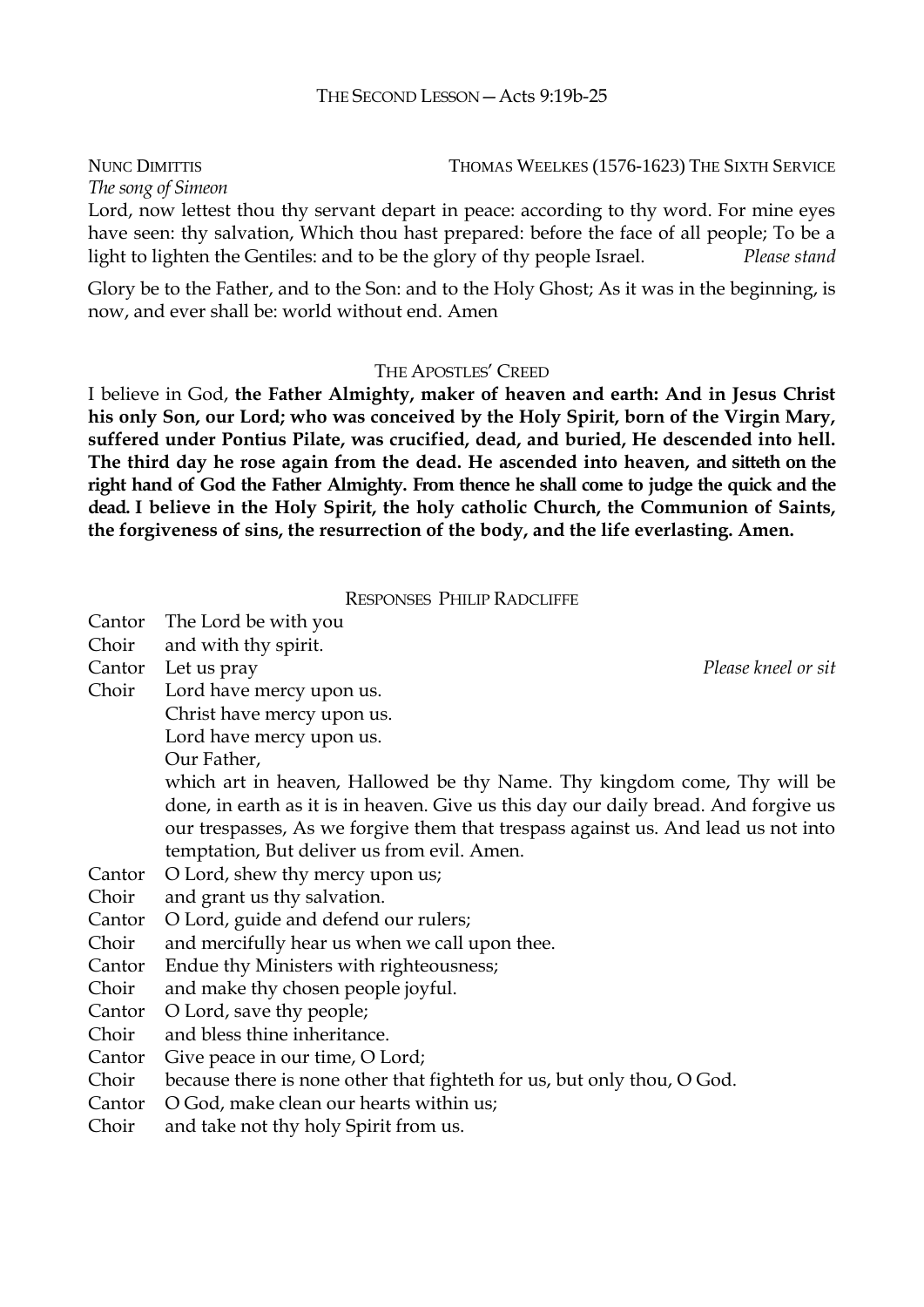THE SECOND LESSON — Acts 9:19b-25

NUNC DIMITTIS THOMAS WEELKES (1576-1623) THE SIXTH SERVICE

*The song of Simeon*

Lord, now lettest thou thy servant depart in peace: according to thy word. For mine eyes have seen: thy salvation, Which thou hast prepared: before the face of all people; To be a light to lighten the Gentiles: and to be the glory of thy people Israel. *Please stand*

Glory be to the Father, and to the Son: and to the Holy Ghost; As it was in the beginning, is now, and ever shall be: world without end. Amen

THE APOSTLES' CREED

I believe in God, **the Father Almighty, maker of heaven and earth: And in Jesus Christ his only Son, our Lord; who was conceived by the Holy Spirit, born of the Virgin Mary, suffered under Pontius Pilate, was crucified, dead, and buried, He descended into hell. The third day he rose again from the dead. He ascended into heaven, and sitteth on the right hand of God the Father Almighty. From thence he shall come to judge the quick and the dead. I believe in the Holy Spirit, the holy catholic Church, the Communion of Saints, the forgiveness of sins, the resurrection of the body, and the life everlasting. Amen.**

RESPONSES PHILIP RADCLIFFE

Cantor The Lord be with you
Choir and with thy spirit.
Cantor Let us pray *Please kneel or sit*
Choir Lord have mercy upon us.
Christ have mercy upon us.
Lord have mercy upon us.
Our Father,
which art in heaven, Hallowed be thy Name. Thy kingdom come, Thy will be done, in earth as it is in heaven. Give us this day our daily bread. And forgive us our trespasses, As we forgive them that trespass against us. And lead us not into temptation, But deliver us from evil. Amen.
Cantor O Lord, shew thy mercy upon us;
Choir and grant us thy salvation.
Cantor O Lord, guide and defend our rulers;
Choir and mercifully hear us when we call upon thee.
Cantor Endue thy Ministers with righteousness;
Choir and make thy chosen people joyful.
Cantor O Lord, save thy people;
Choir and bless thine inheritance.
Cantor Give peace in our time, O Lord;
Choir because there is none other that fighteth for us, but only thou, O God.
Cantor O God, make clean our hearts within us;
Choir and take not thy holy Spirit from us.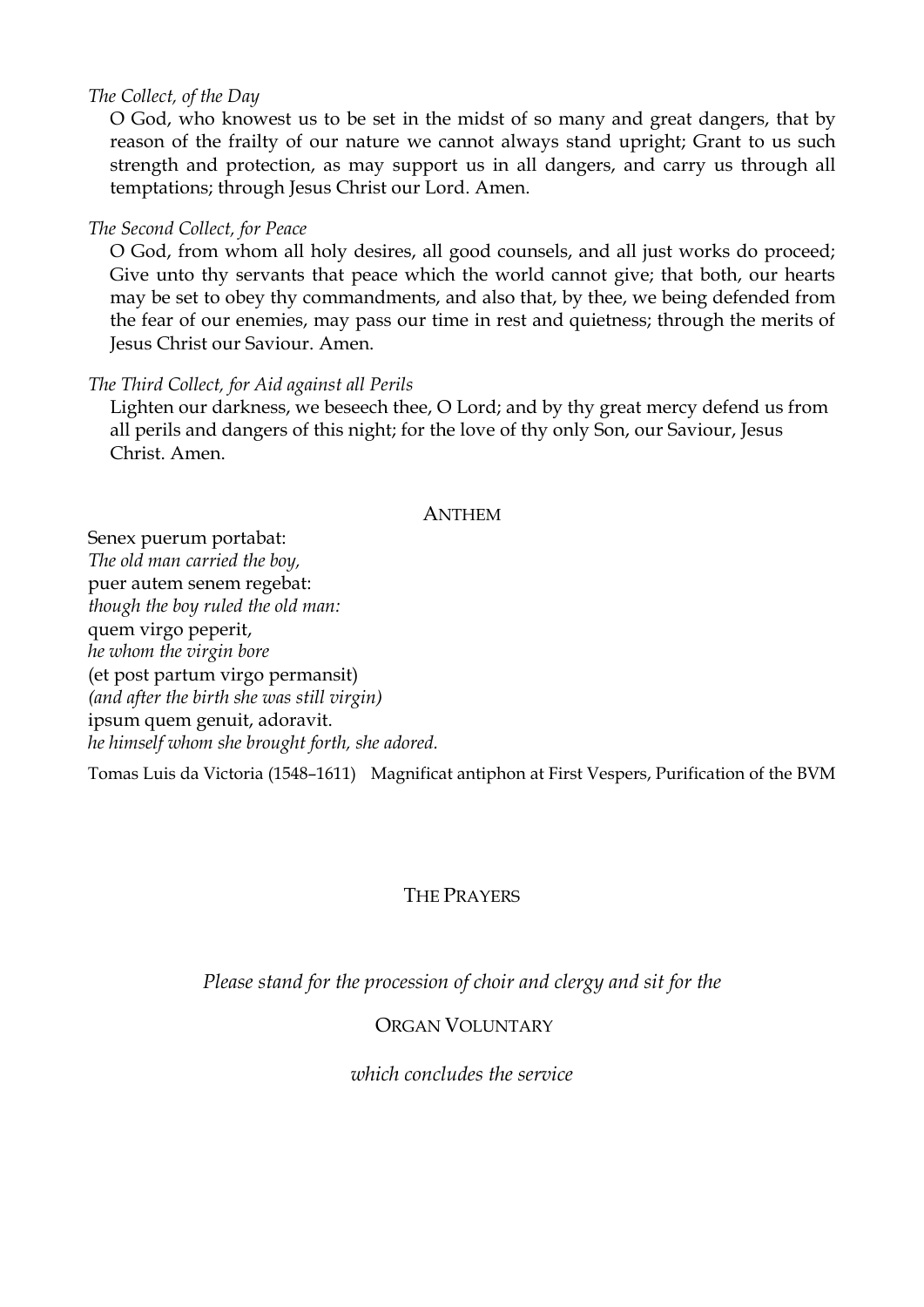*The Collect, of the Day*

O God, who knowest us to be set in the midst of so many and great dangers, that by reason of the frailty of our nature we cannot always stand upright; Grant to us such strength and protection, as may support us in all dangers, and carry us through all temptations; through Jesus Christ our Lord. Amen.

*The Second Collect, for Peace*

O God, from whom all holy desires, all good counsels, and all just works do proceed; Give unto thy servants that peace which the world cannot give; that both, our hearts may be set to obey thy commandments, and also that, by thee, we being defended from the fear of our enemies, may pass our time in rest and quietness; through the merits of Jesus Christ our Saviour. Amen.

*The Third Collect, for Aid against all Perils*

Lighten our darkness, we beseech thee, O Lord; and by thy great mercy defend us from all perils and dangers of this night; for the love of thy only Son, our Saviour, Jesus Christ. Amen.

## ANTHEM

Senex puerum portabat:
*The old man carried the boy,*
puer autem senem regebat:
*though the boy ruled the old man:*
quem virgo peperit,
*he whom the virgin bore*
(et post partum virgo permansit)
*(and after the birth she was still virgin)*
ipsum quem genuit, adoravit.
*he himself whom she brought forth, she adored.*

Tomas Luis da Victoria (1548–1611) Magnificat antiphon at First Vespers, Purification of the BVM

## THE PRAYERS

*Please stand for the procession of choir and clergy and sit for the*

ORGAN VOLUNTARY

*which concludes the service*